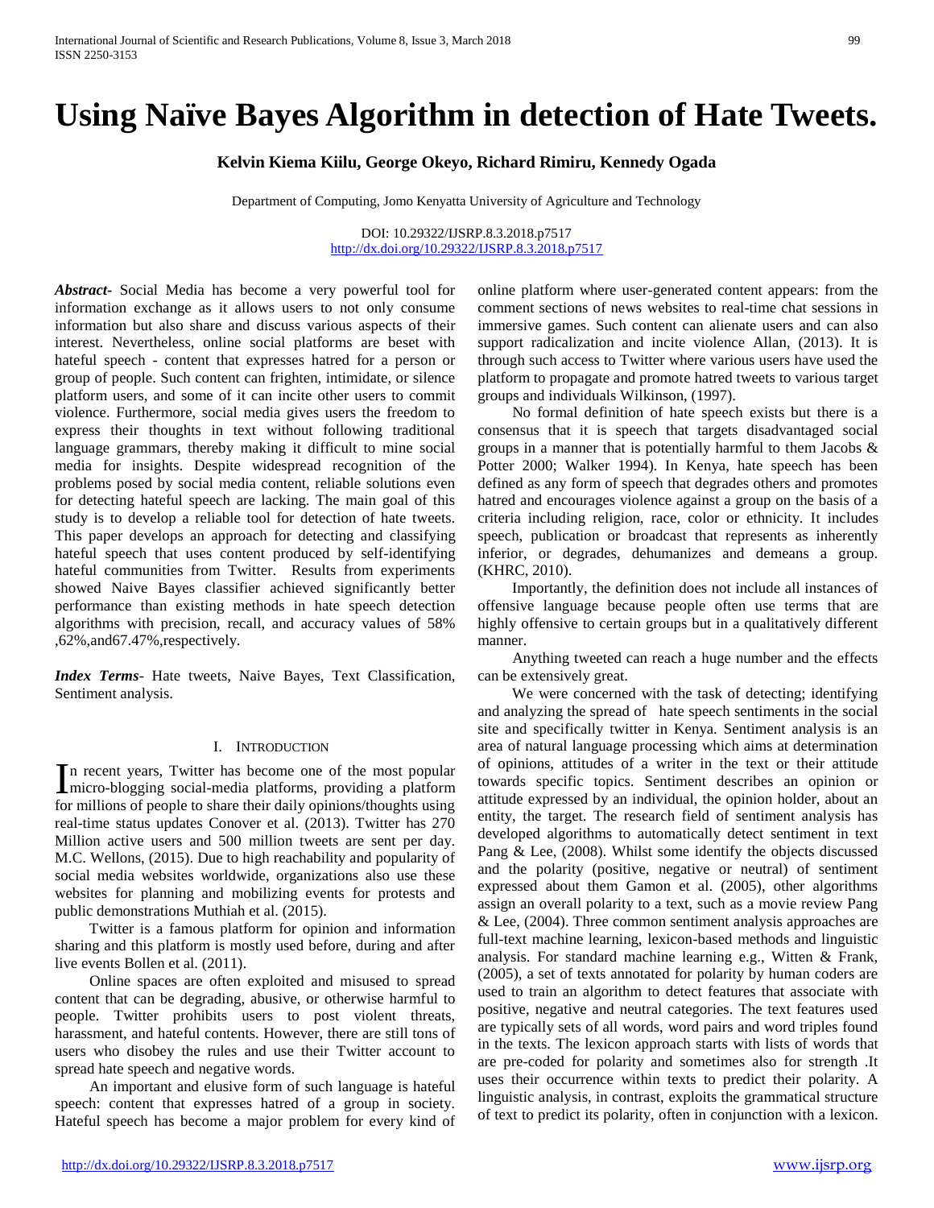# Using Naïve Bayes Algorithm in detection of Hate Tweets.

**Kelvin Kiema Kiilu, George Okeyo, Richard Rimiru, Kennedy Ogada**

Department of Computing, Jomo Kenyatta University of Agriculture and Technology

DOI: 10.29322/IJSRP.8.3.2018.p7517
http://dx.doi.org/10.29322/IJSRP.8.3.2018.p7517

***Abstract*****-** Social Media has become a very powerful tool for information exchange as it allows users to not only consume information but also share and discuss various aspects of their interest. Nevertheless, online social platforms are beset with hateful speech - content that expresses hatred for a person or group of people. Such content can frighten, intimidate, or silence platform users, and some of it can incite other users to commit violence. Furthermore, social media gives users the freedom to express their thoughts in text without following traditional language grammars, thereby making it difficult to mine social media for insights. Despite widespread recognition of the problems posed by social media content, reliable solutions even for detecting hateful speech are lacking. The main goal of this study is to develop a reliable tool for detection of hate tweets. This paper develops an approach for detecting and classifying hateful speech that uses content produced by self-identifying hateful communities from Twitter. Results from experiments showed Naive Bayes classifier achieved significantly better performance than existing methods in hate speech detection algorithms with precision, recall, and accuracy values of 58% ,62%,and67.47%,respectively.

***Index Terms*****-** Hate tweets, Naive Bayes, Text Classification, Sentiment analysis.

## I. Introduction

In recent years, Twitter has become one of the most popular micro-blogging social-media platforms, providing a platform for millions of people to share their daily opinions/thoughts using real-time status updates Conover et al. (2013). Twitter has 270 Million active users and 500 million tweets are sent per day. M.C. Wellons, (2015). Due to high reachability and popularity of social media websites worldwide, organizations also use these websites for planning and mobilizing events for protests and public demonstrations Muthiah et al. (2015).

Twitter is a famous platform for opinion and information sharing and this platform is mostly used before, during and after live events Bollen et al. (2011).

Online spaces are often exploited and misused to spread content that can be degrading, abusive, or otherwise harmful to people. Twitter prohibits users to post violent threats, harassment, and hateful contents. However, there are still tons of users who disobey the rules and use their Twitter account to spread hate speech and negative words.

An important and elusive form of such language is hateful speech: content that expresses hatred of a group in society. Hateful speech has become a major problem for every kind of online platform where user-generated content appears: from the comment sections of news websites to real-time chat sessions in immersive games. Such content can alienate users and can also support radicalization and incite violence Allan, (2013). It is through such access to Twitter where various users have used the platform to propagate and promote hatred tweets to various target groups and individuals Wilkinson, (1997).

No formal definition of hate speech exists but there is a consensus that it is speech that targets disadvantaged social groups in a manner that is potentially harmful to them Jacobs & Potter 2000; Walker 1994). In Kenya, hate speech has been defined as any form of speech that degrades others and promotes hatred and encourages violence against a group on the basis of a criteria including religion, race, color or ethnicity. It includes speech, publication or broadcast that represents as inherently inferior, or degrades, dehumanizes and demeans a group. (KHRC, 2010).

Importantly, the definition does not include all instances of offensive language because people often use terms that are highly offensive to certain groups but in a qualitatively different manner.

Anything tweeted can reach a huge number and the effects can be extensively great.

We were concerned with the task of detecting; identifying and analyzing the spread of hate speech sentiments in the social site and specifically twitter in Kenya. Sentiment analysis is an area of natural language processing which aims at determination of opinions, attitudes of a writer in the text or their attitude towards specific topics. Sentiment describes an opinion or attitude expressed by an individual, the opinion holder, about an entity, the target. The research field of sentiment analysis has developed algorithms to automatically detect sentiment in text Pang & Lee, (2008). Whilst some identify the objects discussed and the polarity (positive, negative or neutral) of sentiment expressed about them Gamon et al. (2005), other algorithms assign an overall polarity to a text, such as a movie review Pang & Lee, (2004). Three common sentiment analysis approaches are full-text machine learning, lexicon-based methods and linguistic analysis. For standard machine learning e.g., Witten & Frank, (2005), a set of texts annotated for polarity by human coders are used to train an algorithm to detect features that associate with positive, negative and neutral categories. The text features used are typically sets of all words, word pairs and word triples found in the texts. The lexicon approach starts with lists of words that are pre-coded for polarity and sometimes also for strength .It uses their occurrence within texts to predict their polarity. A linguistic analysis, in contrast, exploits the grammatical structure of text to predict its polarity, often in conjunction with a lexicon.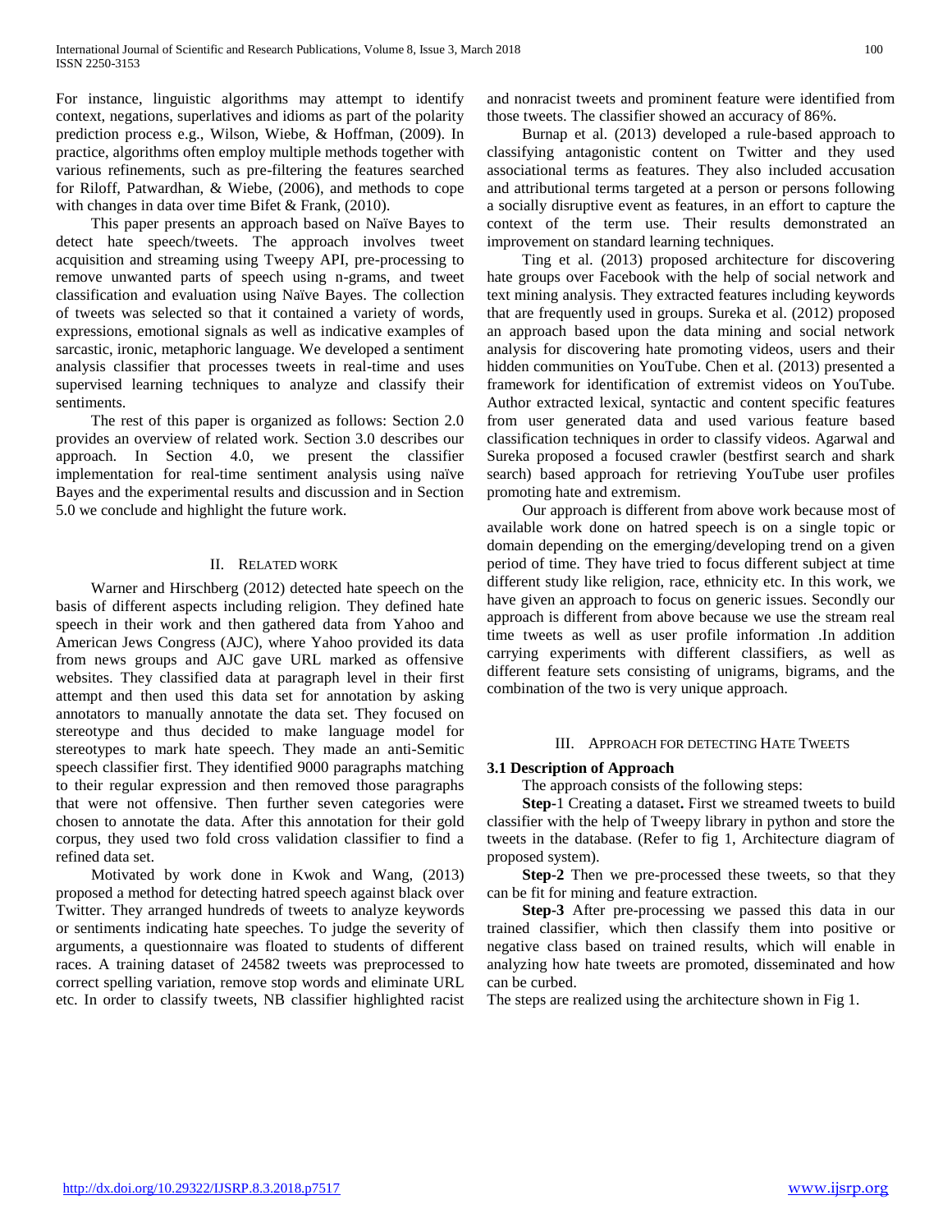For instance, linguistic algorithms may attempt to identify context, negations, superlatives and idioms as part of the polarity prediction process e.g., Wilson, Wiebe, & Hoffman, (2009). In practice, algorithms often employ multiple methods together with various refinements, such as pre-filtering the features searched for Riloff, Patwardhan, & Wiebe, (2006), and methods to cope with changes in data over time Bifet & Frank, (2010).

This paper presents an approach based on Naïve Bayes to detect hate speech/tweets. The approach involves tweet acquisition and streaming using Tweepy API, pre-processing to remove unwanted parts of speech using n-grams, and tweet classification and evaluation using Naïve Bayes. The collection of tweets was selected so that it contained a variety of words, expressions, emotional signals as well as indicative examples of sarcastic, ironic, metaphoric language. We developed a sentiment analysis classifier that processes tweets in real-time and uses supervised learning techniques to analyze and classify their sentiments.

The rest of this paper is organized as follows: Section 2.0 provides an overview of related work. Section 3.0 describes our approach. In Section 4.0, we present the classifier implementation for real-time sentiment analysis using naïve Bayes and the experimental results and discussion and in Section 5.0 we conclude and highlight the future work.

## II. Related work

Warner and Hirschberg (2012) detected hate speech on the basis of different aspects including religion. They defined hate speech in their work and then gathered data from Yahoo and American Jews Congress (AJC), where Yahoo provided its data from news groups and AJC gave URL marked as offensive websites. They classified data at paragraph level in their first attempt and then used this data set for annotation by asking annotators to manually annotate the data set. They focused on stereotype and thus decided to make language model for stereotypes to mark hate speech. They made an anti-Semitic speech classifier first. They identified 9000 paragraphs matching to their regular expression and then removed those paragraphs that were not offensive. Then further seven categories were chosen to annotate the data. After this annotation for their gold corpus, they used two fold cross validation classifier to find a refined data set.

Motivated by work done in Kwok and Wang, (2013) proposed a method for detecting hatred speech against black over Twitter. They arranged hundreds of tweets to analyze keywords or sentiments indicating hate speeches. To judge the severity of arguments, a questionnaire was floated to students of different races. A training dataset of 24582 tweets was preprocessed to correct spelling variation, remove stop words and eliminate URL etc. In order to classify tweets, NB classifier highlighted racist and nonracist tweets and prominent feature were identified from those tweets. The classifier showed an accuracy of 86%.

Burnap et al. (2013) developed a rule-based approach to classifying antagonistic content on Twitter and they used associational terms as features. They also included accusation and attributional terms targeted at a person or persons following a socially disruptive event as features, in an effort to capture the context of the term use. Their results demonstrated an improvement on standard learning techniques.

Ting et al. (2013) proposed architecture for discovering hate groups over Facebook with the help of social network and text mining analysis. They extracted features including keywords that are frequently used in groups. Sureka et al. (2012) proposed an approach based upon the data mining and social network analysis for discovering hate promoting videos, users and their hidden communities on YouTube. Chen et al. (2013) presented a framework for identification of extremist videos on YouTube. Author extracted lexical, syntactic and content specific features from user generated data and used various feature based classification techniques in order to classify videos. Agarwal and Sureka proposed a focused crawler (bestfirst search and shark search) based approach for retrieving YouTube user profiles promoting hate and extremism.

Our approach is different from above work because most of available work done on hatred speech is on a single topic or domain depending on the emerging/developing trend on a given period of time. They have tried to focus different subject at time different study like religion, race, ethnicity etc. In this work, we have given an approach to focus on generic issues. Secondly our approach is different from above because we use the stream real time tweets as well as user profile information .In addition carrying experiments with different classifiers, as well as different feature sets consisting of unigrams, bigrams, and the combination of the two is very unique approach.

## III. Approach for detecting Hate Tweets

### 3.1 Description of Approach

The approach consists of the following steps:

**Step-**1 Creating a dataset**.** First we streamed tweets to build classifier with the help of Tweepy library in python and store the tweets in the database. (Refer to fig 1, Architecture diagram of proposed system).

**Step-2** Then we pre-processed these tweets, so that they can be fit for mining and feature extraction.

**Step-3** After pre-processing we passed this data in our trained classifier, which then classify them into positive or negative class based on trained results, which will enable in analyzing how hate tweets are promoted, disseminated and how can be curbed.

The steps are realized using the architecture shown in Fig 1.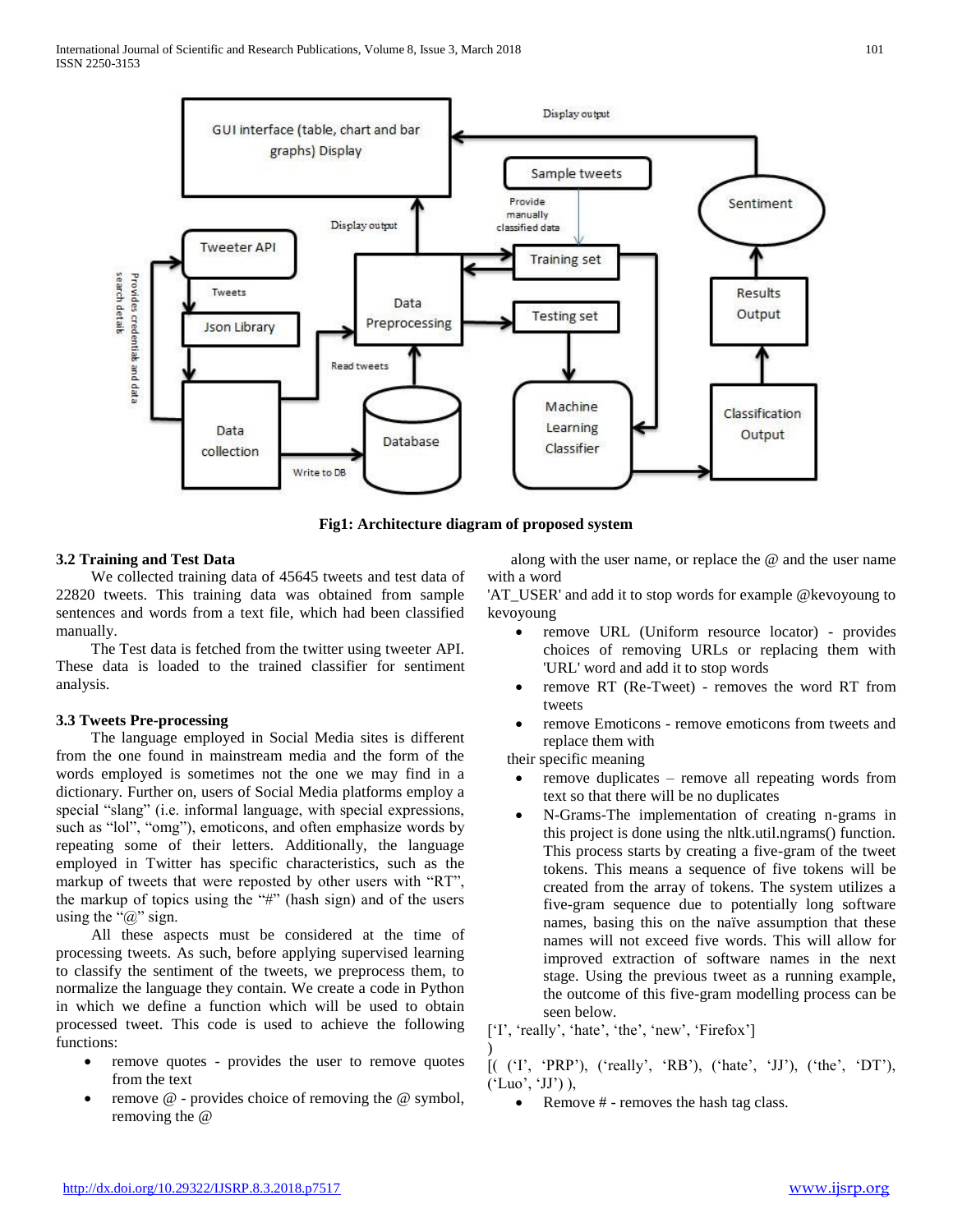**Fig1: Architecture diagram of proposed system**

### 3.2 Training and Test Data

We collected training data of 45645 tweets and test data of 22820 tweets. This training data was obtained from sample sentences and words from a text file, which had been classified manually.

The Test data is fetched from the twitter using tweeter API. These data is loaded to the trained classifier for sentiment analysis.

### 3.3 Tweets Pre-processing

The language employed in Social Media sites is different from the one found in mainstream media and the form of the words employed is sometimes not the one we may find in a dictionary. Further on, users of Social Media platforms employ a special "slang" (i.e. informal language, with special expressions, such as "lol", "omg"), emoticons, and often emphasize words by repeating some of their letters. Additionally, the language employed in Twitter has specific characteristics, such as the markup of tweets that were reposted by other users with "RT", the markup of topics using the "#" (hash sign) and of the users using the "@" sign.

All these aspects must be considered at the time of processing tweets. As such, before applying supervised learning to classify the sentiment of the tweets, we preprocess them, to normalize the language they contain. We create a code in Python in which we define a function which will be used to obtain processed tweet. This code is used to achieve the following functions:

- remove quotes - provides the user to remove quotes from the text
- remove @ - provides choice of removing the @ symbol, removing the @ along with the user name, or replace the @ and the user name with a word 'AT_USER' and add it to stop words for example @kevoyoung to kevoyoung
- remove URL (Uniform resource locator) - provides choices of removing URLs or replacing them with 'URL' word and add it to stop words
- remove RT (Re-Tweet) - removes the word RT from tweets
- remove Emoticons - remove emoticons from tweets and replace them with their specific meaning
- remove duplicates – remove all repeating words from text so that there will be no duplicates
- N-Grams-The implementation of creating n-grams in this project is done using the nltk.util.ngrams() function. This process starts by creating a five-gram of the tweet tokens. This means a sequence of five tokens will be created from the array of tokens. The system utilizes a five-gram sequence due to potentially long software names, basing this on the naïve assumption that these names will not exceed five words. This will allow for improved extraction of software names in the next stage. Using the previous tweet as a running example, the outcome of this five-gram modelling process can be seen below.

['I', 'really', 'hate', 'the', 'new', 'Firefox']
)
[( ('I', 'PRP'), ('really', 'RB'), ('hate', 'JJ'), ('the', 'DT'), ('Luo', 'JJ') ),

- Remove # - removes the hash tag class.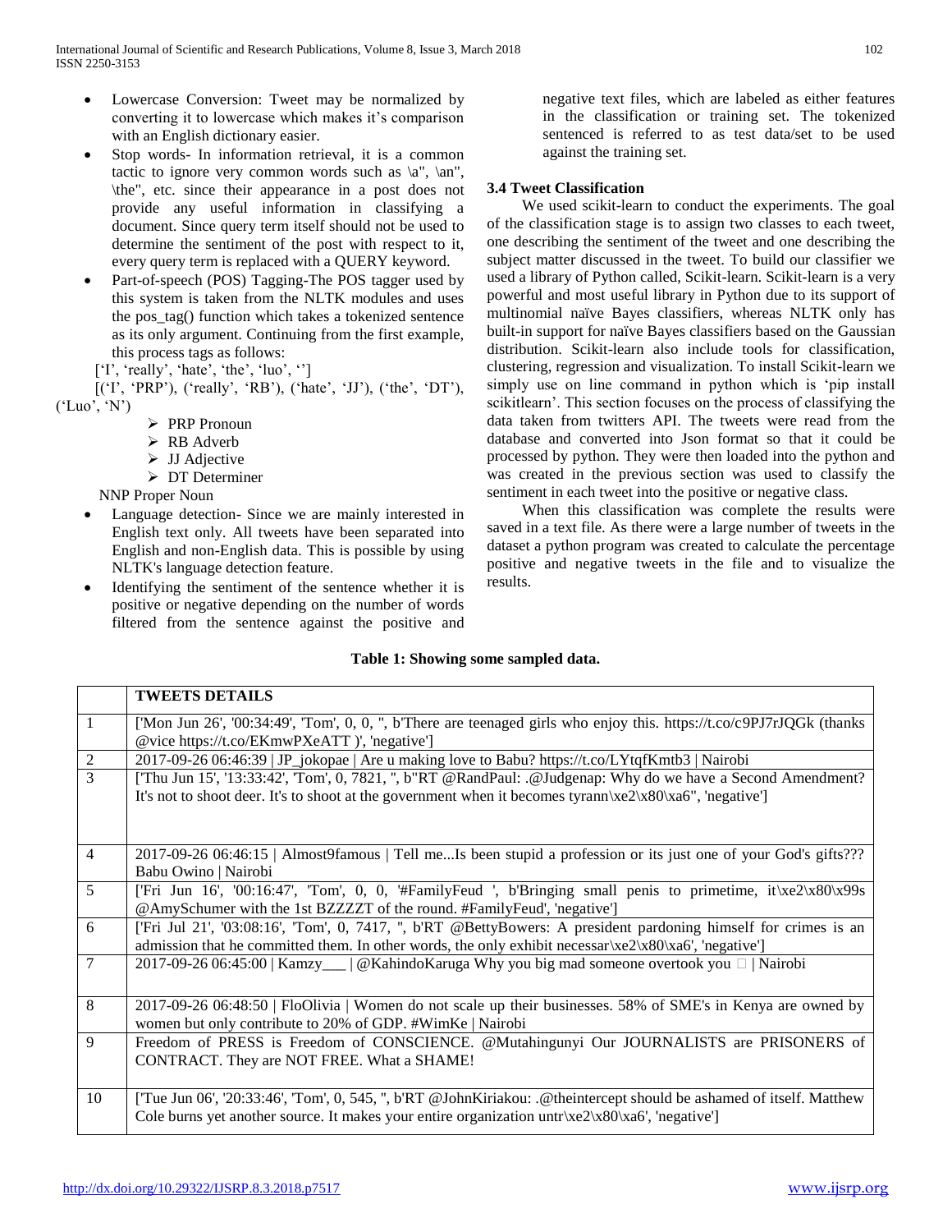- Lowercase Conversion: Tweet may be normalized by converting it to lowercase which makes it's comparison with an English dictionary easier.
- Stop words- In information retrieval, it is a common tactic to ignore very common words such as \a", \an", \the", etc. since their appearance in a post does not provide any useful information in classifying a document. Since query term itself should not be used to determine the sentiment of the post with respect to it, every query term is replaced with a QUERY keyword.
- Part-of-speech (POS) Tagging-The POS tagger used by this system is taken from the NLTK modules and uses the pos_tag() function which takes a tokenized sentence as its only argument. Continuing from the first example, this process tags as follows:

['I', 'really', 'hate', 'the', 'luo', '']

[('I', 'PRP'), ('really', 'RB'), ('hate', 'JJ'), ('the', 'DT'), ('Luo', 'N')

- PRP Pronoun
- RB Adverb
- JJ Adjective
- DT Determiner

NNP Proper Noun

- Language detection- Since we are mainly interested in English text only. All tweets have been separated into English and non-English data. This is possible by using NLTK's language detection feature.
- Identifying the sentiment of the sentence whether it is positive or negative depending on the number of words filtered from the sentence against the positive and negative text files, which are labeled as either features in the classification or training set. The tokenized sentenced is referred to as test data/set to be used against the training set.

### 3.4 Tweet Classification

We used scikit-learn to conduct the experiments. The goal of the classification stage is to assign two classes to each tweet, one describing the sentiment of the tweet and one describing the subject matter discussed in the tweet. To build our classifier we used a library of Python called, Scikit-learn. Scikit-learn is a very powerful and most useful library in Python due to its support of multinomial naïve Bayes classifiers, whereas NLTK only has built-in support for naïve Bayes classifiers based on the Gaussian distribution. Scikit-learn also include tools for classification, clustering, regression and visualization. To install Scikit-learn we simply use on line command in python which is 'pip install scikitlearn'. This section focuses on the process of classifying the data taken from twitters API. The tweets were read from the database and converted into Json format so that it could be processed by python. They were then loaded into the python and was created in the previous section was used to classify the sentiment in each tweet into the positive or negative class.

When this classification was complete the results were saved in a text file. As there were a large number of tweets in the dataset a python program was created to calculate the percentage positive and negative tweets in the file and to visualize the results.

**Table 1: Showing some sampled data.**

| | **TWEETS DETAILS** |
|---|---|
| 1 | ['Mon Jun 26', '00:34:49', 'Tom', 0, 0, '', b'There are teenaged girls who enjoy this. https://t.co/c9PJ7rJQGk (thanks @vice https://t.co/EKmwPXeATT )', 'negative'] |
| 2 | 2017-09-26 06:46:39 \| JP_jokopae \| Are u making love to Babu? https://t.co/LYtqfKmtb3 \| Nairobi |
| 3 | ['Thu Jun 15', '13:33:42', 'Tom', 0, 7821, '', b"RT @RandPaul: .@Judgenap: Why do we have a Second Amendment? It's not to shoot deer. It's to shoot at the government when it becomes tyrann\xe2\x80\xa6", 'negative'] |
| 4 | 2017-09-26 06:46:15 \| Almost9famous \| Tell me...Is been stupid a profession or its just one of your God's gifts??? Babu Owino \| Nairobi |
| 5 | ['Fri Jun 16', '00:16:47', 'Tom', 0, 0, '#FamilyFeud ', b'Bringing small penis to primetime, it\xe2\x80\x99s @AmySchumer with the 1st BZZZZT of the round. #FamilyFeud', 'negative'] |
| 6 | ['Fri Jul 21', '03:08:16', 'Tom', 0, 7417, '', b'RT @BettyBowers: A president pardoning himself for crimes is an admission that he committed them. In other words, the only exhibit necessar\xe2\x80\xa6', 'negative'] |
| 7 | 2017-09-26 06:45:00 \| Kamzy___ \| @KahindoKaruga Why you big mad someone overtook you □ \| Nairobi |
| 8 | 2017-09-26 06:48:50 \| FloOlivia \| Women do not scale up their businesses. 58% of SME's in Kenya are owned by women but only contribute to 20% of GDP. #WimKe \| Nairobi |
| 9 | Freedom of PRESS is Freedom of CONSCIENCE. @Mutahingunyi Our JOURNALISTS are PRISONERS of CONTRACT. They are NOT FREE. What a SHAME! |
| 10 | ['Tue Jun 06', '20:33:46', 'Tom', 0, 545, '', b'RT @JohnKiriakou: .@theintercept should be ashamed of itself. Matthew Cole burns yet another source. It makes your entire organization untr\xe2\x80\xa6', 'negative'] |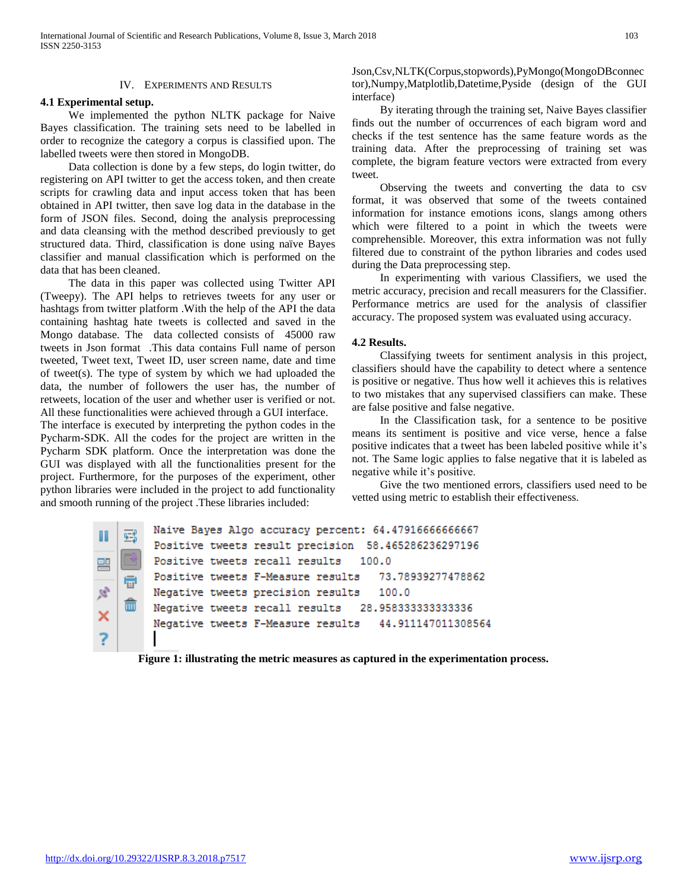## IV. Experiments and Results

### 4.1 Experimental setup.

We implemented the python NLTK package for Naive Bayes classification. The training sets need to be labelled in order to recognize the category a corpus is classified upon. The labelled tweets were then stored in MongoDB.

Data collection is done by a few steps, do login twitter, do registering on API twitter to get the access token, and then create scripts for crawling data and input access token that has been obtained in API twitter, then save log data in the database in the form of JSON files. Second, doing the analysis preprocessing and data cleansing with the method described previously to get structured data. Third, classification is done using naïve Bayes classifier and manual classification which is performed on the data that has been cleaned.

The data in this paper was collected using Twitter API (Tweepy). The API helps to retrieves tweets for any user or hashtags from twitter platform .With the help of the API the data containing hashtag hate tweets is collected and saved in the Mongo database. The data collected consists of 45000 raw tweets in Json format .This data contains Full name of person tweeted, Tweet text, Tweet ID, user screen name, date and time of tweet(s). The type of system by which we had uploaded the data, the number of followers the user has, the number of retweets, location of the user and whether user is verified or not. All these functionalities were achieved through a GUI interface.
The interface is executed by interpreting the python codes in the Pycharm-SDK. All the codes for the project are written in the Pycharm SDK platform. Once the interpretation was done the GUI was displayed with all the functionalities present for the project. Furthermore, for the purposes of the experiment, other python libraries were included in the project to add functionality and smooth running of the project .These libraries included: Json,Csv,NLTK(Corpus,stopwords),PyMongo(MongoDBconnector),Numpy,Matplotlib,Datetime,Pyside (design of the GUI interface)

By iterating through the training set, Naive Bayes classifier finds out the number of occurrences of each bigram word and checks if the test sentence has the same feature words as the training data. After the preprocessing of training set was complete, the bigram feature vectors were extracted from every tweet.

Observing the tweets and converting the data to csv format, it was observed that some of the tweets contained information for instance emotions icons, slangs among others which were filtered to a point in which the tweets were comprehensible. Moreover, this extra information was not fully filtered due to constraint of the python libraries and codes used during the Data preprocessing step.

In experimenting with various Classifiers, we used the metric accuracy, precision and recall measurers for the Classifier. Performance metrics are used for the analysis of classifier accuracy. The proposed system was evaluated using accuracy.

### 4.2 Results.

Classifying tweets for sentiment analysis in this project, classifiers should have the capability to detect where a sentence is positive or negative. Thus how well it achieves this is relatives to two mistakes that any supervised classifiers can make. These are false positive and false negative.

In the Classification task, for a sentence to be positive means its sentiment is positive and vice verse, hence a false positive indicates that a tweet has been labeled positive while it's not. The Same logic applies to false negative that it is labeled as negative while it's positive.

Give the two mentioned errors, classifiers used need to be vetted using metric to establish their effectiveness.

```
Naive Bayes Algo accuracy percent: 64.47916666666667
Positive tweets result precision  58.465286236297196
Positive tweets recall results  100.0
Positive tweets F-Measure results  73.78939277478862
Negative tweets precision results  100.0
Negative tweets recall results  28.958333333333336
Negative tweets F-Measure results  44.911147011308564
```

**Figure 1: illustrating the metric measures as captured in the experimentation process.**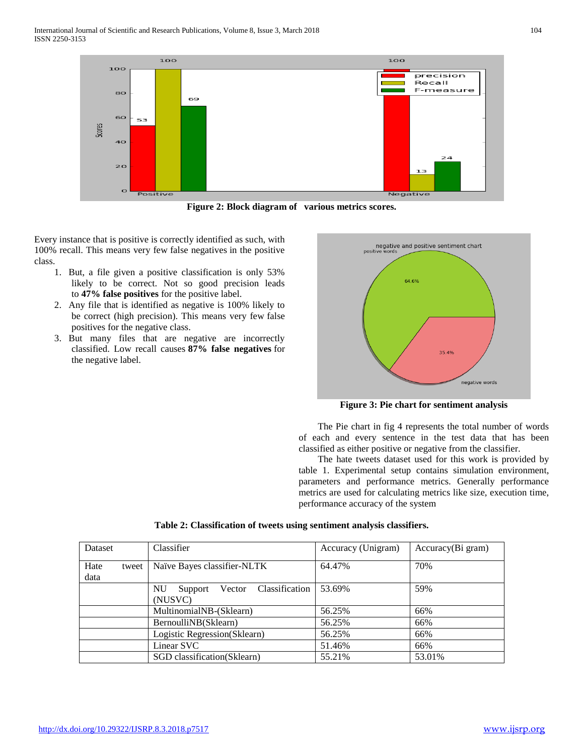Figure 2: Block diagram of various metrics scores.

Every instance that is positive is correctly identified as such, with 100% recall. This means very few false negatives in the positive class.

1. But, a file given a positive classification is only 53% likely to be correct. Not so good precision leads to **47% false positives** for the positive label.
2. Any file that is identified as negative is 100% likely to be correct (high precision). This means very few false positives for the negative class.
3. But many files that are negative are incorrectly classified. Low recall causes **87% false negatives** for the negative label.

Figure 3: Pie chart for sentiment analysis

The Pie chart in fig 4 represents the total number of words of each and every sentence in the test data that has been classified as either positive or negative from the classifier.

The hate tweets dataset used for this work is provided by table 1. Experimental setup contains simulation environment, parameters and performance metrics. Generally performance metrics are used for calculating metrics like size, execution time, performance accuracy of the system

**Table 2: Classification of tweets using sentiment analysis classifiers.**

| Dataset | Classifier | Accuracy (Unigram) | Accuracy(Bi gram) |
|---|---|---|---|
| Hate tweet data | Naïve Bayes classifier-NLTK | 64.47% | 70% |
| | NU Support Vector Classification (NUSVC) | 53.69% | 59% |
| | MultinomialNB-(Sklearn) | 56.25% | 66% |
| | BernoulliNB(Sklearn) | 56.25% | 66% |
| | Logistic Regression(Sklearn) | 56.25% | 66% |
| | Linear SVC | 51.46% | 66% |
| | SGD classification(Sklearn) | 55.21% | 53.01% |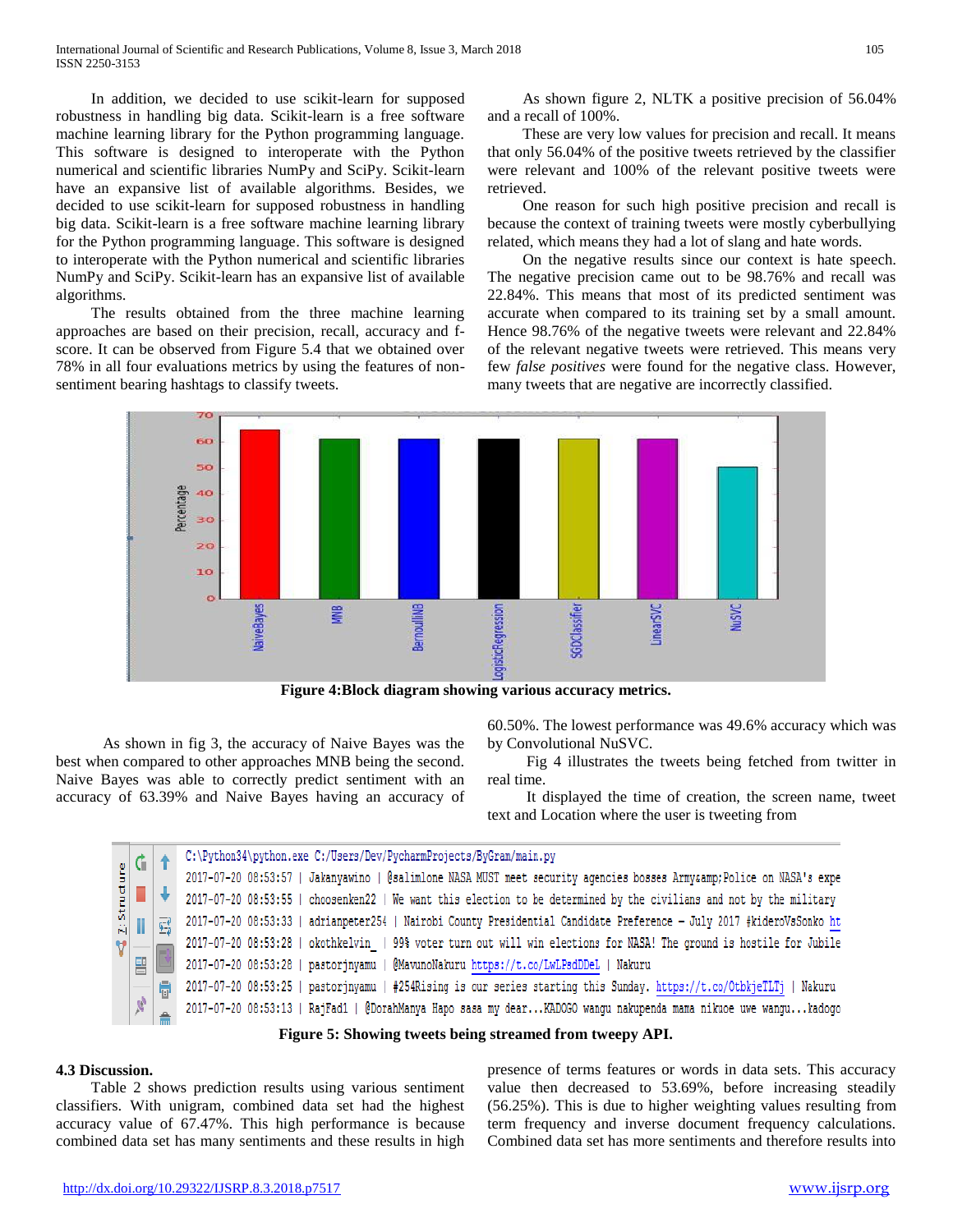In addition, we decided to use scikit-learn for supposed robustness in handling big data. Scikit-learn is a free software machine learning library for the Python programming language. This software is designed to interoperate with the Python numerical and scientific libraries NumPy and SciPy. Scikit-learn have an expansive list of available algorithms. Besides, we decided to use scikit-learn for supposed robustness in handling big data. Scikit-learn is a free software machine learning library for the Python programming language. This software is designed to interoperate with the Python numerical and scientific libraries NumPy and SciPy. Scikit-learn has an expansive list of available algorithms.

The results obtained from the three machine learning approaches are based on their precision, recall, accuracy and f-score. It can be observed from Figure 5.4 that we obtained over 78% in all four evaluations metrics by using the features of non-sentiment bearing hashtags to classify tweets.

As shown figure 2, NLTK a positive precision of 56.04% and a recall of 100%.

These are very low values for precision and recall. It means that only 56.04% of the positive tweets retrieved by the classifier were relevant and 100% of the relevant positive tweets were retrieved.

One reason for such high positive precision and recall is because the context of training tweets were mostly cyberbullying related, which means they had a lot of slang and hate words.

On the negative results since our context is hate speech. The negative precision came out to be 98.76% and recall was 22.84%. This means that most of its predicted sentiment was accurate when compared to its training set by a small amount. Hence 98.76% of the negative tweets were relevant and 22.84% of the relevant negative tweets were retrieved. This means very few *false positives* were found for the negative class. However, many tweets that are negative are incorrectly classified.

**Figure 4:Block diagram showing various accuracy metrics.**

As shown in fig 3, the accuracy of Naive Bayes was the best when compared to other approaches MNB being the second. Naive Bayes was able to correctly predict sentiment with an accuracy of 63.39% and Naive Bayes having an accuracy of 60.50%. The lowest performance was 49.6% accuracy which was by Convolutional NuSVC.

Fig 4 illustrates the tweets being fetched from twitter in real time.

It displayed the time of creation, the screen name, tweet text and Location where the user is tweeting from

**Figure 5: Showing tweets being streamed from tweepy API.**

### 4.3 Discussion.

Table 2 shows prediction results using various sentiment classifiers. With unigram, combined data set had the highest accuracy value of 67.47%. This high performance is because combined data set has many sentiments and these results in high presence of terms features or words in data sets. This accuracy value then decreased to 53.69%, before increasing steadily (56.25%). This is due to higher weighting values resulting from term frequency and inverse document frequency calculations. Combined data set has more sentiments and therefore results into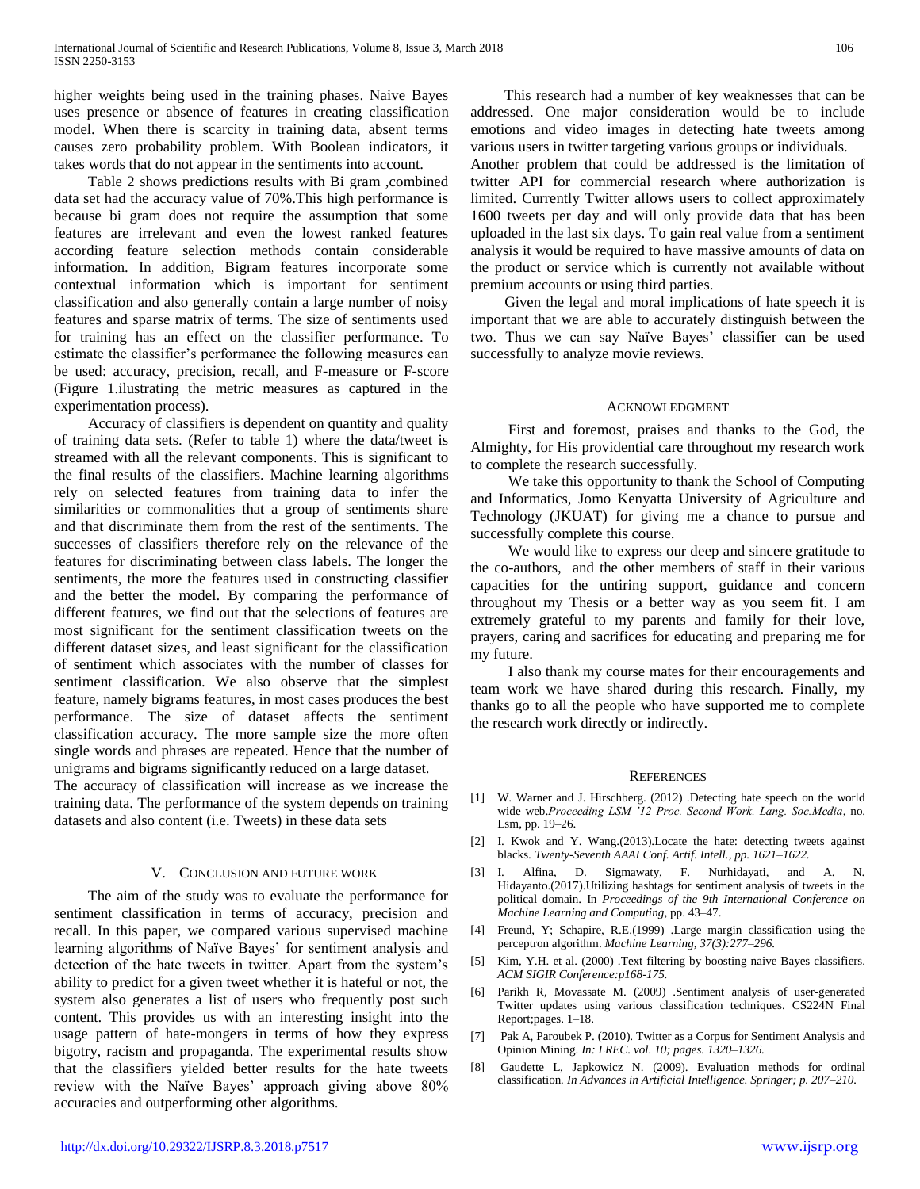higher weights being used in the training phases. Naive Bayes uses presence or absence of features in creating classification model. When there is scarcity in training data, absent terms causes zero probability problem. With Boolean indicators, it takes words that do not appear in the sentiments into account.

Table 2 shows predictions results with Bi gram ,combined data set had the accuracy value of 70%.This high performance is because bi gram does not require the assumption that some features are irrelevant and even the lowest ranked features according feature selection methods contain considerable information. In addition, Bigram features incorporate some contextual information which is important for sentiment classification and also generally contain a large number of noisy features and sparse matrix of terms. The size of sentiments used for training has an effect on the classifier performance. To estimate the classifier's performance the following measures can be used: accuracy, precision, recall, and F-measure or F-score (Figure 1.ilustrating the metric measures as captured in the experimentation process).

Accuracy of classifiers is dependent on quantity and quality of training data sets. (Refer to table 1) where the data/tweet is streamed with all the relevant components. This is significant to the final results of the classifiers. Machine learning algorithms rely on selected features from training data to infer the similarities or commonalities that a group of sentiments share and that discriminate them from the rest of the sentiments. The successes of classifiers therefore rely on the relevance of the features for discriminating between class labels. The longer the sentiments, the more the features used in constructing classifier and the better the model. By comparing the performance of different features, we find out that the selections of features are most significant for the sentiment classification tweets on the different dataset sizes, and least significant for the classification of sentiment which associates with the number of classes for sentiment classification. We also observe that the simplest feature, namely bigrams features, in most cases produces the best performance. The size of dataset affects the sentiment classification accuracy. The more sample size the more often single words and phrases are repeated. Hence that the number of unigrams and bigrams significantly reduced on a large dataset.
The accuracy of classification will increase as we increase the training data. The performance of the system depends on training datasets and also content (i.e. Tweets) in these data sets

## V. Conclusion and Future Work

The aim of the study was to evaluate the performance for sentiment classification in terms of accuracy, precision and recall. In this paper, we compared various supervised machine learning algorithms of Naïve Bayes' for sentiment analysis and detection of the hate tweets in twitter. Apart from the system's ability to predict for a given tweet whether it is hateful or not, the system also generates a list of users who frequently post such content. This provides us with an interesting insight into the usage pattern of hate-mongers in terms of how they express bigotry, racism and propaganda. The experimental results show that the classifiers yielded better results for the hate tweets review with the Naïve Bayes' approach giving above 80% accuracies and outperforming other algorithms.

This research had a number of key weaknesses that can be addressed. One major consideration would be to include emotions and video images in detecting hate tweets among various users in twitter targeting various groups or individuals.
Another problem that could be addressed is the limitation of twitter API for commercial research where authorization is limited. Currently Twitter allows users to collect approximately 1600 tweets per day and will only provide data that has been uploaded in the last six days. To gain real value from a sentiment analysis it would be required to have massive amounts of data on the product or service which is currently not available without premium accounts or using third parties.

Given the legal and moral implications of hate speech it is important that we are able to accurately distinguish between the two. Thus we can say Naïve Bayes' classifier can be used successfully to analyze movie reviews.

## Acknowledgment

First and foremost, praises and thanks to the God, the Almighty, for His providential care throughout my research work to complete the research successfully.

We take this opportunity to thank the School of Computing and Informatics, Jomo Kenyatta University of Agriculture and Technology (JKUAT) for giving me a chance to pursue and successfully complete this course.

We would like to express our deep and sincere gratitude to the co-authors, and the other members of staff in their various capacities for the untiring support, guidance and concern throughout my Thesis or a better way as you seem fit. I am extremely grateful to my parents and family for their love, prayers, caring and sacrifices for educating and preparing me for my future.

I also thank my course mates for their encouragements and team work we have shared during this research. Finally, my thanks go to all the people who have supported me to complete the research work directly or indirectly.

## References

[1] W. Warner and J. Hirschberg. (2012) .Detecting hate speech on the world wide web.*Proceeding LSM '12 Proc. Second Work. Lang. Soc.Media*, no. Lsm, pp. 19–26.

[2] I. Kwok and Y. Wang.(2013).Locate the hate: detecting tweets against blacks. *Twenty-Seventh AAAI Conf. Artif. Intell., pp. 1621–1622.*

[3] I. Alfina, D. Sigmawaty, F. Nurhidayati, and A. N. Hidayanto.(2017).Utilizing hashtags for sentiment analysis of tweets in the political domain. In *Proceedings of the 9th International Conference on Machine Learning and Computing*, pp. 43–47.

[4] Freund, Y; Schapire, R.E.(1999) .Large margin classification using the perceptron algorithm. *Machine Learning, 37(3):277–296.*

[5] Kim, Y.H. et al. (2000) .Text filtering by boosting naive Bayes classifiers. *ACM SIGIR Conference:p168-175.*

[6] Parikh R, Movassate M. (2009) .Sentiment analysis of user-generated Twitter updates using various classification techniques. CS224N Final Report;pages. 1–18.

[7] Pak A, Paroubek P. (2010). Twitter as a Corpus for Sentiment Analysis and Opinion Mining. *In: LREC. vol. 10; pages. 1320–1326.*

[8] Gaudette L, Japkowicz N. (2009). Evaluation methods for ordinal classification*. In Advances in Artificial Intelligence. Springer; p. 207–210.*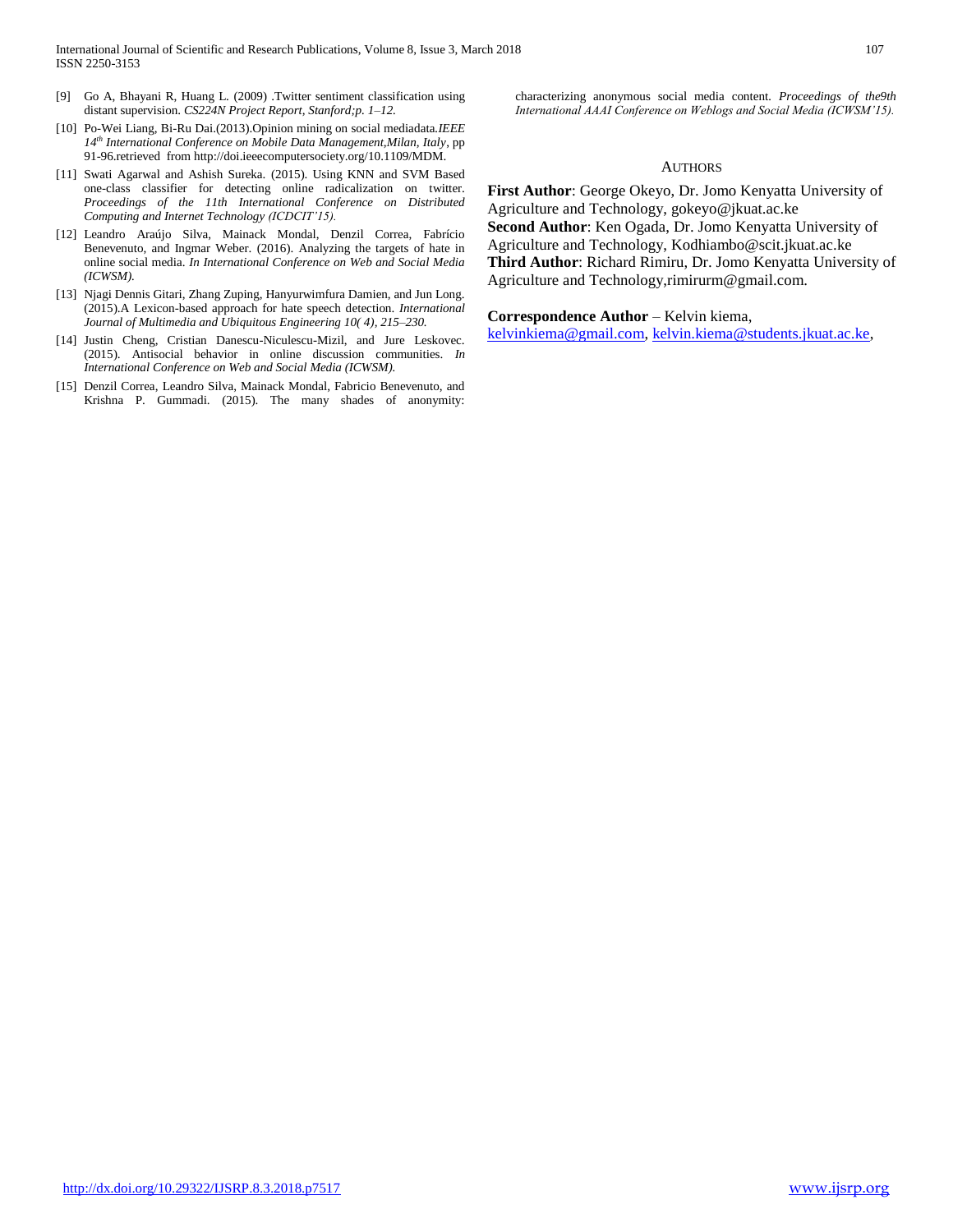[9] Go A, Bhayani R, Huang L. (2009) .Twitter sentiment classification using distant supervision. *CS224N Project Report, Stanford;p. 1–12.*

[10] Po-Wei Liang, Bi-Ru Dai.(2013).Opinion mining on social mediadata.*IEEE 14th International Conference on Mobile Data Management,Milan, Italy*, pp 91-96.retrieved from http://doi.ieeecomputersociety.org/10.1109/MDM.

[11] Swati Agarwal and Ashish Sureka. (2015). Using KNN and SVM Based one-class classifier for detecting online radicalization on twitter. *Proceedings of the 11th International Conference on Distributed Computing and Internet Technology (ICDCIT'15).*

[12] Leandro Araújo Silva, Mainack Mondal, Denzil Correa, Fabrício Benevenuto, and Ingmar Weber. (2016). Analyzing the targets of hate in online social media. *In International Conference on Web and Social Media (ICWSM).*

[13] Njagi Dennis Gitari, Zhang Zuping, Hanyurwimfura Damien, and Jun Long. (2015).A Lexicon-based approach for hate speech detection. *International Journal of Multimedia and Ubiquitous Engineering 10( 4), 215–230.*

[14] Justin Cheng, Cristian Danescu-Niculescu-Mizil, and Jure Leskovec. (2015). Antisocial behavior in online discussion communities. *In International Conference on Web and Social Media (ICWSM).*

[15] Denzil Correa, Leandro Silva, Mainack Mondal, Fabricio Benevenuto, and Krishna P. Gummadi. (2015). The many shades of anonymity: characterizing anonymous social media content. *Proceedings of the9th International AAAI Conference on Weblogs and Social Media (ICWSM'15).*

## AUTHORS

**First Author**: George Okeyo, Dr. Jomo Kenyatta University of Agriculture and Technology, gokeyo@jkuat.ac.ke
**Second Author**: Ken Ogada, Dr. Jomo Kenyatta University of Agriculture and Technology, Kodhiambo@scit.jkuat.ac.ke
**Third Author**: Richard Rimiru, Dr. Jomo Kenyatta University of Agriculture and Technology,rimirurm@gmail.com.

**Correspondence Author** – Kelvin kiema, kelvinkiema@gmail.com, kelvin.kiema@students.jkuat.ac.ke,